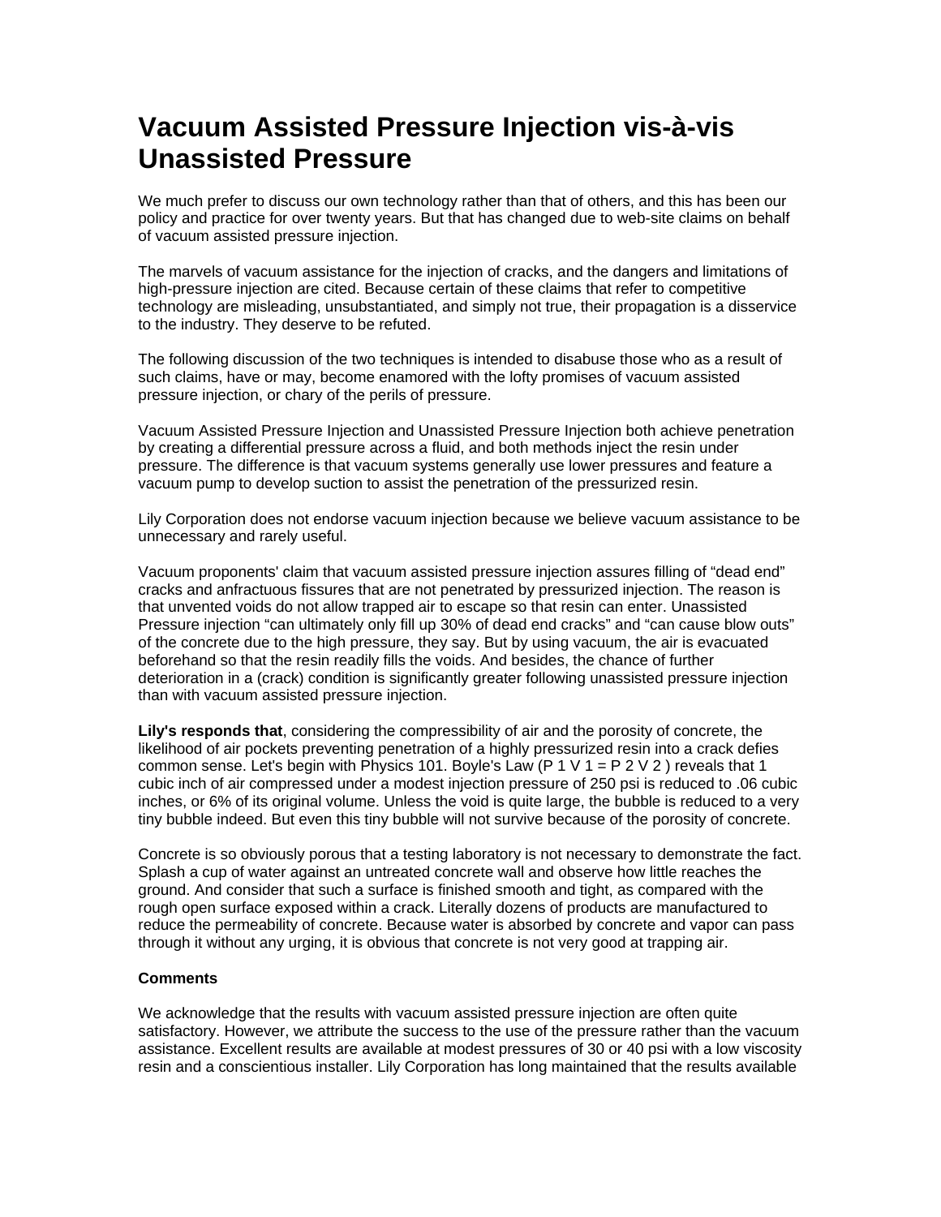# Vacuum Assisted Pressure Injection vis-à-vis Unassisted Pressure

We much prefer to discuss our own technology rather than that of others, and this has been our policy and practice for over twenty years. But that has changed due to web-site claims on behalf of vacuum assisted pressure injection.

The marvels of vacuum assistance for the injection of cracks, and the dangers and limitations of high-pressure injection are cited. Because certain of these claims that refer to competitive technology are misleading, unsubstantiated, and simply not true, their propagation is a disservice to the industry. They deserve to be refuted.

The following discussion of the two techniques is intended to disabuse those who as a result of such claims, have or may, become enamored with the lofty promises of vacuum assisted pressure injection, or chary of the perils of pressure.

Vacuum Assisted Pressure Injection and Unassisted Pressure Injection both achieve penetration by creating a differential pressure across a fluid, and both methods inject the resin under pressure. The difference is that vacuum systems generally use lower pressures and feature a vacuum pump to develop suction to assist the penetration of the pressurized resin.

Lily Corporation does not endorse vacuum injection because we believe vacuum assistance to be unnecessary and rarely useful.

Vacuum proponents' claim that vacuum assisted pressure injection assures filling of "dead end" cracks and anfractuous fissures that are not penetrated by pressurized injection. The reason is that unvented voids do not allow trapped air to escape so that resin can enter. Unassisted Pressure injection "can ultimately only fill up 30% of dead end cracks" and "can cause blow outs" of the concrete due to the high pressure, they say. But by using vacuum, the air is evacuated beforehand so that the resin readily fills the voids. And besides, the chance of further deterioration in a (crack) condition is significantly greater following unassisted pressure injection than with vacuum assisted pressure injection.

**Lily's responds that**, considering the compressibility of air and the porosity of concrete, the likelihood of air pockets preventing penetration of a highly pressurized resin into a crack defies common sense. Let's begin with Physics 101. Boyle's Law ($P_1 V_1 = P_2 V_2$) reveals that 1 cubic inch of air compressed under a modest injection pressure of 250 psi is reduced to .06 cubic inches, or 6% of its original volume. Unless the void is quite large, the bubble is reduced to a very tiny bubble indeed. But even this tiny bubble will not survive because of the porosity of concrete.

Concrete is so obviously porous that a testing laboratory is not necessary to demonstrate the fact. Splash a cup of water against an untreated concrete wall and observe how little reaches the ground. And consider that such a surface is finished smooth and tight, as compared with the rough open surface exposed within a crack. Literally dozens of products are manufactured to reduce the permeability of concrete. Because water is absorbed by concrete and vapor can pass through it without any urging, it is obvious that concrete is not very good at trapping air.

**Comments**

We acknowledge that the results with vacuum assisted pressure injection are often quite satisfactory. However, we attribute the success to the use of the pressure rather than the vacuum assistance. Excellent results are available at modest pressures of 30 or 40 psi with a low viscosity resin and a conscientious installer. Lily Corporation has long maintained that the results available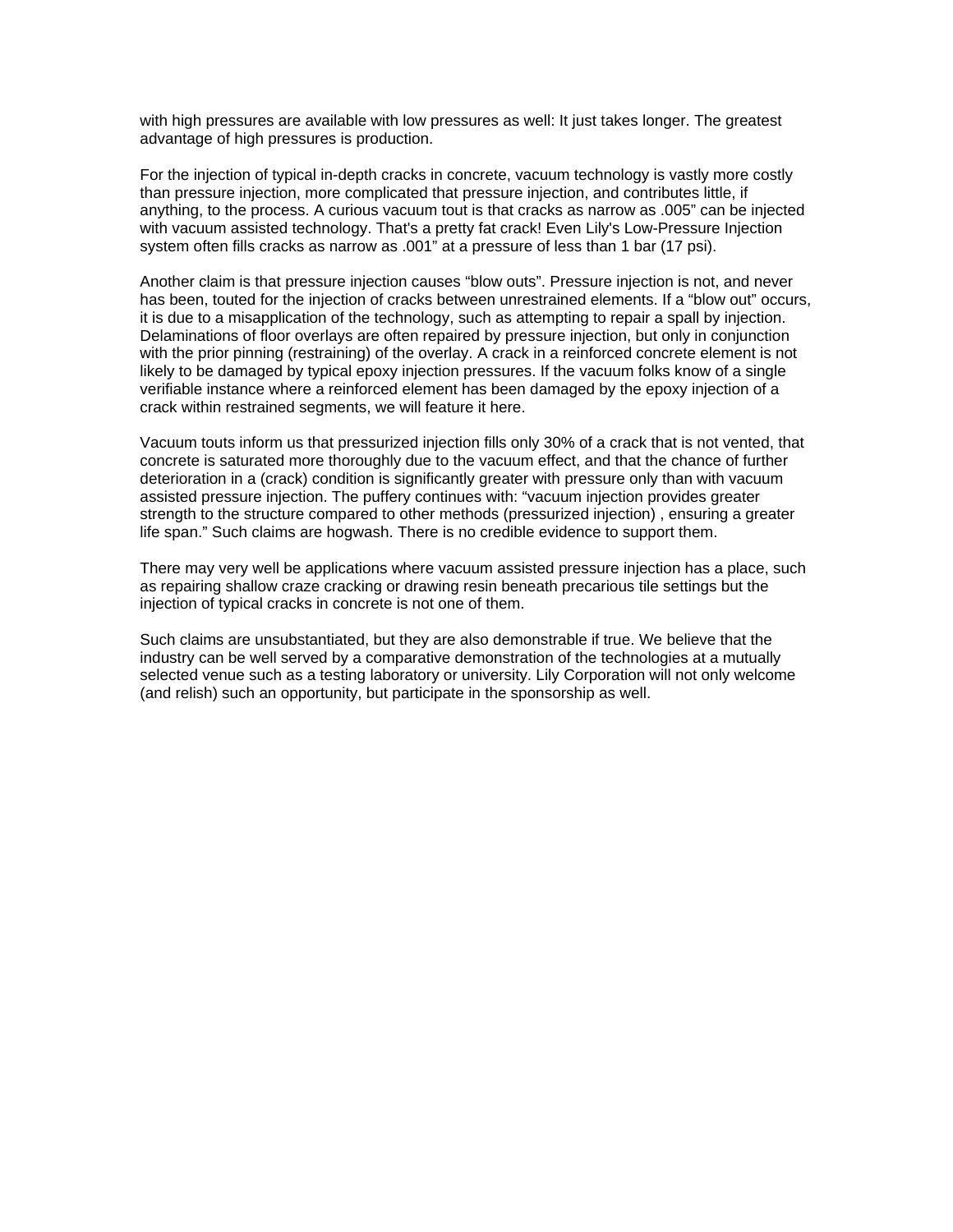with high pressures are available with low pressures as well: It just takes longer. The greatest advantage of high pressures is production.

For the injection of typical in-depth cracks in concrete, vacuum technology is vastly more costly than pressure injection, more complicated that pressure injection, and contributes little, if anything, to the process. A curious vacuum tout is that cracks as narrow as .005" can be injected with vacuum assisted technology. That's a pretty fat crack! Even Lily's Low-Pressure Injection system often fills cracks as narrow as .001" at a pressure of less than 1 bar (17 psi).

Another claim is that pressure injection causes "blow outs". Pressure injection is not, and never has been, touted for the injection of cracks between unrestrained elements. If a "blow out" occurs, it is due to a misapplication of the technology, such as attempting to repair a spall by injection. Delaminations of floor overlays are often repaired by pressure injection, but only in conjunction with the prior pinning (restraining) of the overlay. A crack in a reinforced concrete element is not likely to be damaged by typical epoxy injection pressures. If the vacuum folks know of a single verifiable instance where a reinforced element has been damaged by the epoxy injection of a crack within restrained segments, we will feature it here.

Vacuum touts inform us that pressurized injection fills only 30% of a crack that is not vented, that concrete is saturated more thoroughly due to the vacuum effect, and that the chance of further deterioration in a (crack) condition is significantly greater with pressure only than with vacuum assisted pressure injection. The puffery continues with: "vacuum injection provides greater strength to the structure compared to other methods (pressurized injection) , ensuring a greater life span." Such claims are hogwash. There is no credible evidence to support them.

There may very well be applications where vacuum assisted pressure injection has a place, such as repairing shallow craze cracking or drawing resin beneath precarious tile settings but the injection of typical cracks in concrete is not one of them.

Such claims are unsubstantiated, but they are also demonstrable if true. We believe that the industry can be well served by a comparative demonstration of the technologies at a mutually selected venue such as a testing laboratory or university. Lily Corporation will not only welcome (and relish) such an opportunity, but participate in the sponsorship as well.